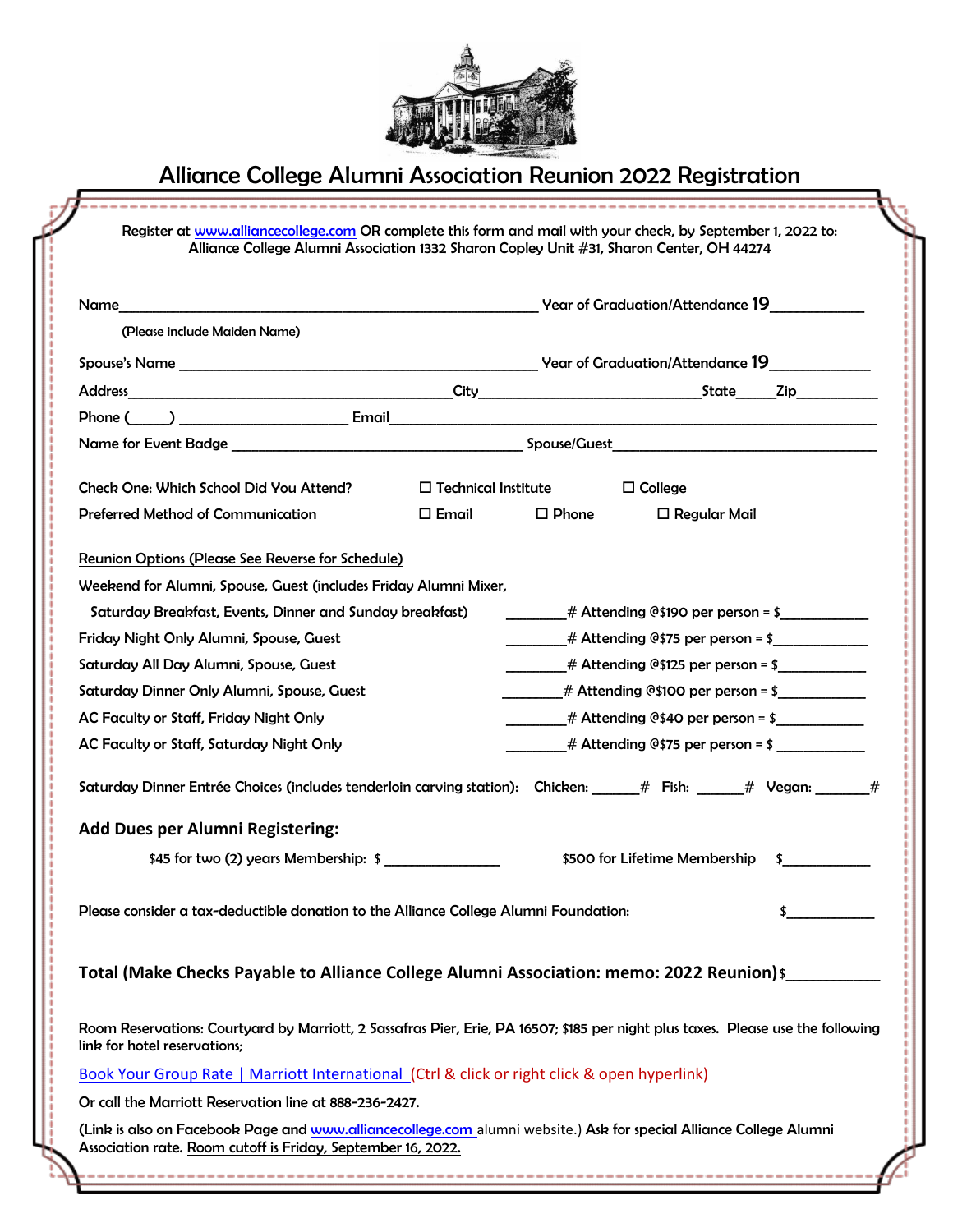# Alliance College Alumni Association Reunion 2022 Registration

Register at www.alliancecollege.com OR complete this form and mail with your check, by September 1, 2022 to:
Alliance College Alumni Association 1332 Sharon Copley Unit #31, Sharon Center, OH 44274

Name______________________________________________ Year of Graduation/Attendance 19__________

(Please include Maiden Name)

Spouse's Name ________________________________________ Year of Graduation/Attendance 19__________

Address___________________________________City_________________________State_____Zip__________

Phone (_____) ____________________ Email_____________________________________________________

Name for Event Badge ________________________________ Spouse/Guest______________________________

Check One: Which School Did You Attend? ☐ Technical Institute ☐ College

Preferred Method of Communication ☐ Email ☐ Phone ☐ Regular Mail

Reunion Options (Please See Reverse for Schedule)

Weekend for Alumni, Spouse, Guest (includes Friday Alumni Mixer,
Saturday Breakfast, Events, Dinner and Sunday breakfast) ________# Attending @$190 per person = $___________

Friday Night Only Alumni, Spouse, Guest ________# Attending @$75 per person = $___________

Saturday All Day Alumni, Spouse, Guest ________# Attending @$125 per person = $___________

Saturday Dinner Only Alumni, Spouse, Guest ________# Attending @$100 per person = $___________

AC Faculty or Staff, Friday Night Only ________# Attending @$40 per person = $___________

AC Faculty or Staff, Saturday Night Only ________# Attending @$75 per person = $ ___________

Saturday Dinner Entrée Choices (includes tenderloin carving station): Chicken: ______# Fish: ______# Vegan: ______#

## Add Dues per Alumni Registering:

$45 for two (2) years Membership: $ ______________ $500 for Lifetime Membership $___________

Please consider a tax-deductible donation to the Alliance College Alumni Foundation: $___________

**Total (Make Checks Payable to Alliance College Alumni Association: memo: 2022 Reunion)** $___________

Room Reservations: Courtyard by Marriott, 2 Sassafras Pier, Erie, PA 16507; $185 per night plus taxes. Please use the following link for hotel reservations;

Book Your Group Rate | Marriott International (Ctrl & click or right click & open hyperlink)

Or call the Marriott Reservation line at 888-236-2427.

(Link is also on Facebook Page and www.alliancecollege.com alumni website.) Ask for special Alliance College Alumni Association rate. Room cutoff is Friday, September 16, 2022.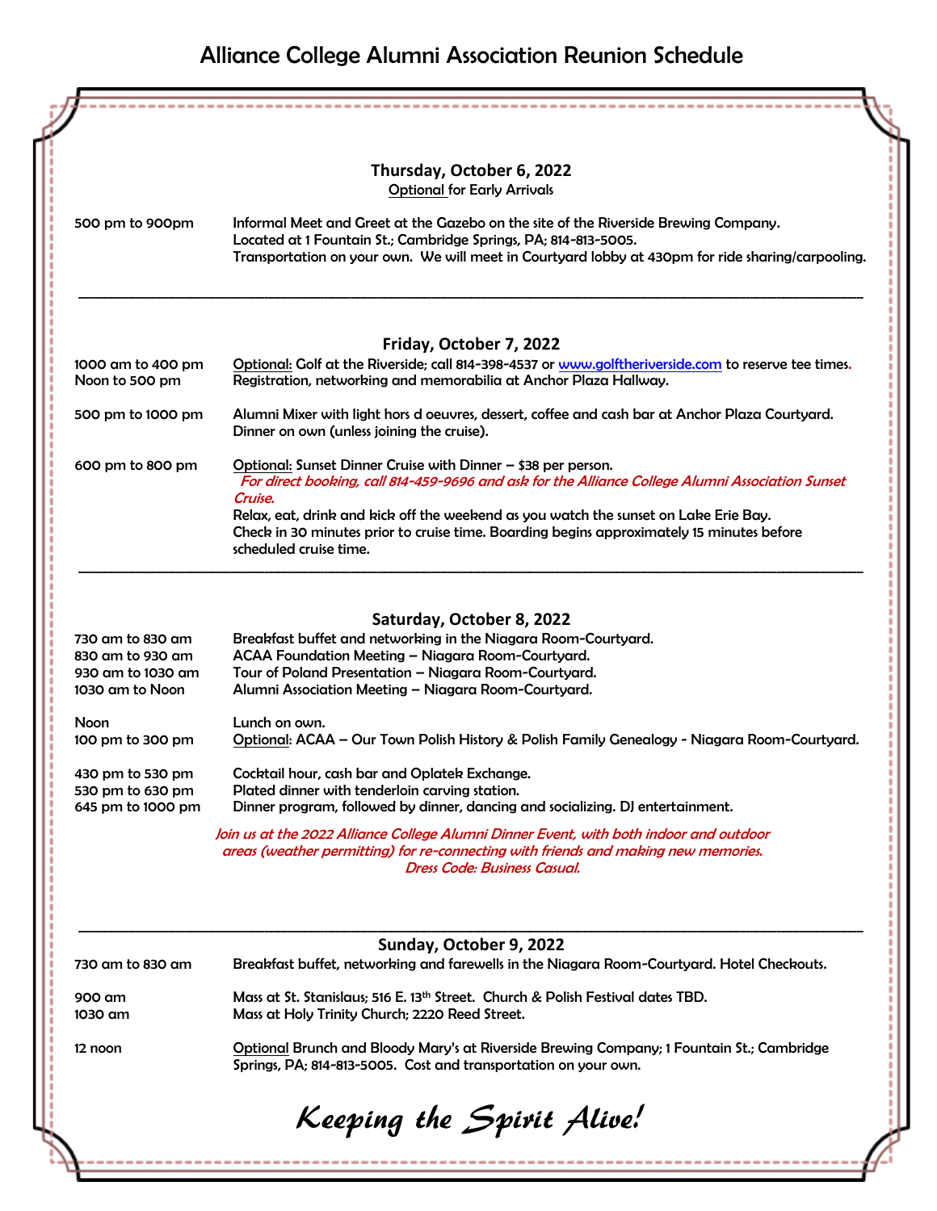# Alliance College Alumni Association Reunion Schedule

### Thursday, October 6, 2022

Optional for Early Arrivals

| | |
|---|---|
| 500 pm to 900pm | Informal Meet and Greet at the Gazebo on the site of the Riverside Brewing Company. Located at 1 Fountain St.; Cambridge Springs, PA; 814-813-5005. Transportation on your own. We will meet in Courtyard lobby at 430pm for ride sharing/carpooling. |

---

### Friday, October 7, 2022

| | |
|---|---|
| 1000 am to 400 pm | Optional: Golf at the Riverside; call 814-398-4537 or www.golftheriverside.com to reserve tee times. |
| Noon to 500 pm | Registration, networking and memorabilia at Anchor Plaza Hallway. |
| 500 pm to 1000 pm | Alumni Mixer with light hors d oeuvres, dessert, coffee and cash bar at Anchor Plaza Courtyard. Dinner on own (unless joining the cruise). |
| 600 pm to 800 pm | Optional: Sunset Dinner Cruise with Dinner – $38 per person. *For direct booking, call 814-459-9696 and ask for the Alliance College Alumni Association Sunset Cruise.* Relax, eat, drink and kick off the weekend as you watch the sunset on Lake Erie Bay. Check in 30 minutes prior to cruise time. Boarding begins approximately 15 minutes before scheduled cruise time. |

---

### Saturday, October 8, 2022

| | |
|---|---|
| 730 am to 830 am | Breakfast buffet and networking in the Niagara Room-Courtyard. |
| 830 am to 930 am | ACAA Foundation Meeting – Niagara Room-Courtyard. |
| 930 am to 1030 am | Tour of Poland Presentation – Niagara Room-Courtyard. |
| 1030 am to Noon | Alumni Association Meeting – Niagara Room-Courtyard. |
| Noon | Lunch on own. |
| 100 pm to 300 pm | Optional: ACAA – Our Town Polish History & Polish Family Genealogy - Niagara Room-Courtyard. |
| 430 pm to 530 pm | Cocktail hour, cash bar and Oplatek Exchange. |
| 530 pm to 630 pm | Plated dinner with tenderloin carving station. |
| 645 pm to 1000 pm | Dinner program, followed by dinner, dancing and socializing. DJ entertainment. |

*Join us at the 2022 Alliance College Alumni Dinner Event, with both indoor and outdoor areas (weather permitting) for re-connecting with friends and making new memories. Dress Code: Business Casual.*

---

### Sunday, October 9, 2022

| | |
|---|---|
| 730 am to 830 am | Breakfast buffet, networking and farewells in the Niagara Room-Courtyard. Hotel Checkouts. |
| 900 am | Mass at St. Stanislaus; 516 E. 13th Street. Church & Polish Festival dates TBD. |
| 1030 am | Mass at Holy Trinity Church; 2220 Reed Street. |
| 12 noon | Optional Brunch and Bloody Mary's at Riverside Brewing Company; 1 Fountain St.; Cambridge Springs, PA; 814-813-5005. Cost and transportation on your own. |

*Keeping the Spirit Alive!*